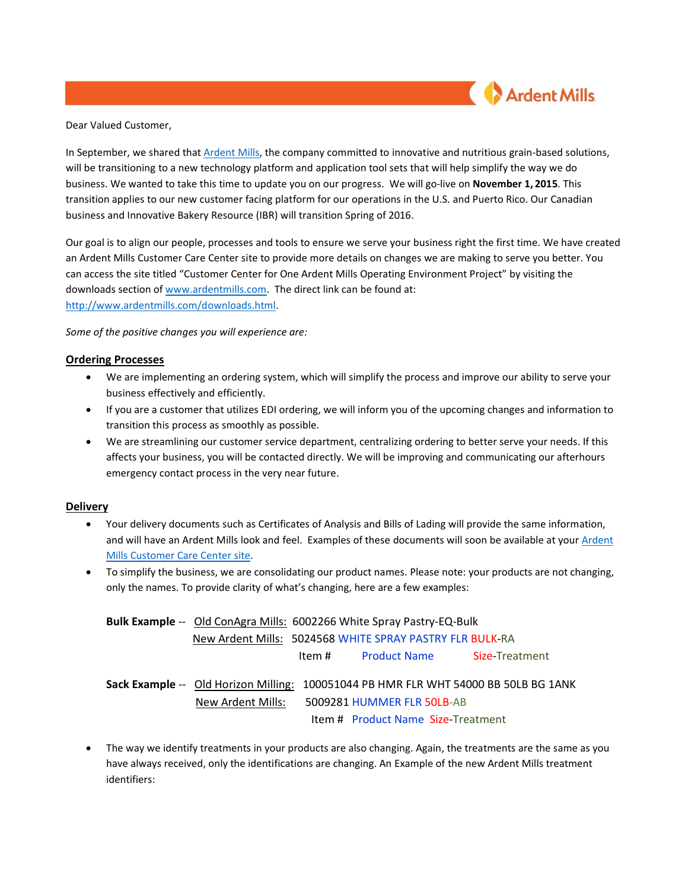Ardent Mills

Dear Valued Customer,

In September, we shared that Ardent Mills, the company committed to innovative and nutritious grain-based solutions, will be transitioning to a new technology platform and application tool sets that will help simplify the way we do business. We wanted to take this time to update you on our progress. We will go-live on **November 1, 2015**. This transition applies to our new customer facing platform for our operations in the U.S. and Puerto Rico. Our Canadian business and Innovative Bakery Resource (IBR) will transition Spring of 2016.

Our goal is to align our people, processes and tools to ensure we serve your business right the first time. We have created an Ardent Mills Customer Care Center site to provide more details on changes we are making to serve you better. You can access the site titled "Customer Center for One Ardent Mills Operating Environment Project" by visiting the downloads section of www.ardentmills.com. The direct link can be found at: http://www.ardentmills.com/downloads.html.

*Some of the positive changes you will experience are:*

## Ordering Processes

- We are implementing an ordering system, which will simplify the process and improve our ability to serve your business effectively and efficiently.
- If you are a customer that utilizes EDI ordering, we will inform you of the upcoming changes and information to transition this process as smoothly as possible.
- We are streamlining our customer service department, centralizing ordering to better serve your needs. If this affects your business, you will be contacted directly. We will be improving and communicating our afterhours emergency contact process in the very near future.

## Delivery

- Your delivery documents such as Certificates of Analysis and Bills of Lading will provide the same information, and will have an Ardent Mills look and feel. Examples of these documents will soon be available at your Ardent Mills Customer Care Center site.
- To simplify the business, we are consolidating our product names. Please note: your products are not changing, only the names. To provide clarity of what's changing, here are a few examples:

  **Bulk Example** -- Old ConAgra Mills: 6002266 White Spray Pastry-EQ-Bulk
  New Ardent Mills: 5024568 WHITE SPRAY PASTRY FLR BULK-RA
  Item # Product Name Size-Treatment

  **Sack Example** -- Old Horizon Milling: 100051044 PB HMR FLR WHT 54000 BB 50LB BG 1ANK
  New Ardent Mills: 5009281 HUMMER FLR 50LB-AB
  Item # Product Name Size-Treatment

- The way we identify treatments in your products are also changing. Again, the treatments are the same as you have always received, only the identifications are changing. An Example of the new Ardent Mills treatment identifiers: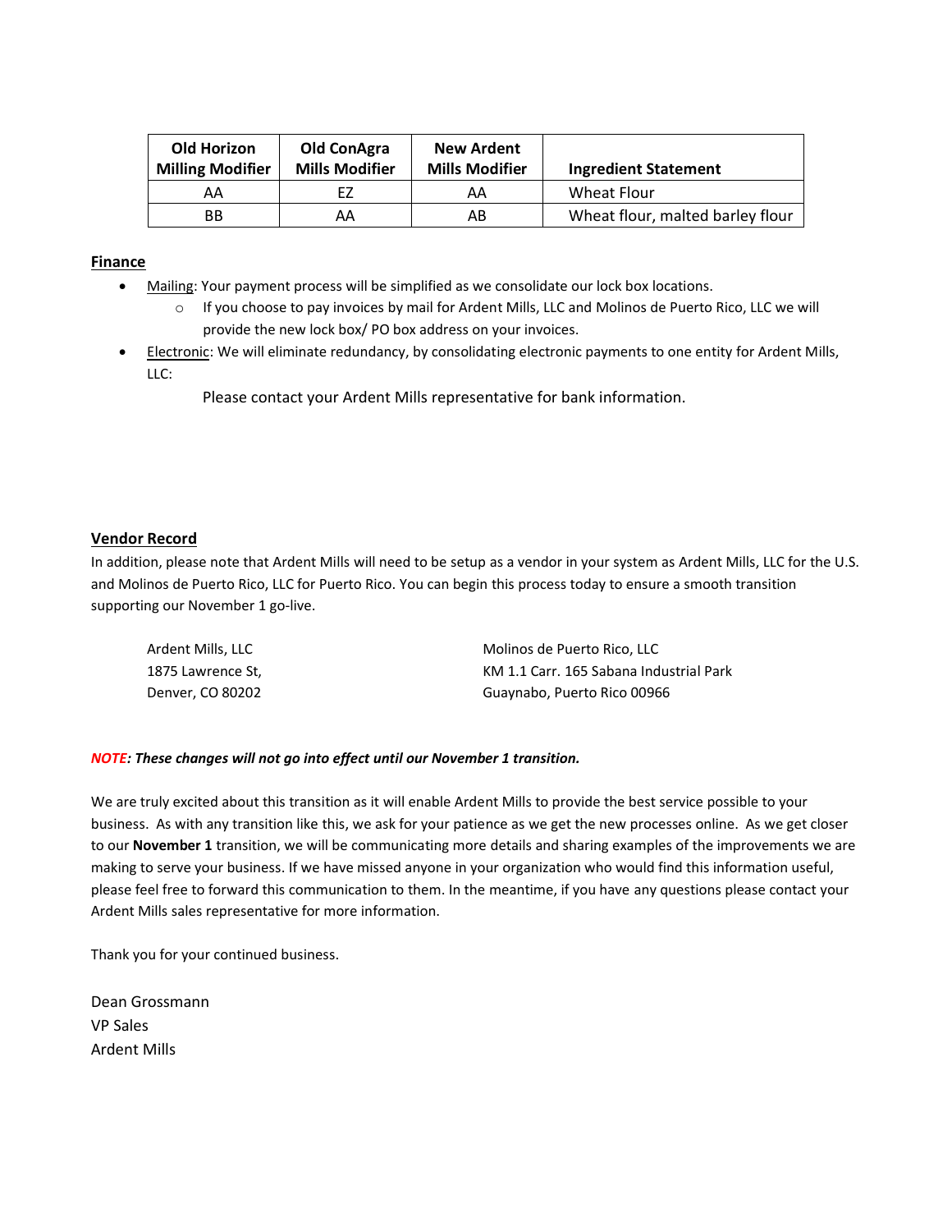| Old Horizon Milling Modifier | Old ConAgra Mills Modifier | New Ardent Mills Modifier | Ingredient Statement |
|---|---|---|---|
| AA | EZ | AA | Wheat Flour |
| BB | AA | AB | Wheat flour, malted barley flour |

**Finance**

- Mailing: Your payment process will be simplified as we consolidate our lock box locations.
  - If you choose to pay invoices by mail for Ardent Mills, LLC and Molinos de Puerto Rico, LLC we will provide the new lock box/ PO box address on your invoices.
- Electronic: We will eliminate redundancy, by consolidating electronic payments to one entity for Ardent Mills, LLC:

  Please contact your Ardent Mills representative for bank information.

**Vendor Record**

In addition, please note that Ardent Mills will need to be setup as a vendor in your system as Ardent Mills, LLC for the U.S. and Molinos de Puerto Rico, LLC for Puerto Rico. You can begin this process today to ensure a smooth transition supporting our November 1 go-live.

Ardent Mills, LLC
1875 Lawrence St,
Denver, CO 80202

Molinos de Puerto Rico, LLC
KM 1.1 Carr. 165 Sabana Industrial Park
Guaynabo, Puerto Rico 00966

***NOTE: These changes will not go into effect until our November 1 transition.***

We are truly excited about this transition as it will enable Ardent Mills to provide the best service possible to your business. As with any transition like this, we ask for your patience as we get the new processes online. As we get closer to our **November 1** transition, we will be communicating more details and sharing examples of the improvements we are making to serve your business. If we have missed anyone in your organization who would find this information useful, please feel free to forward this communication to them. In the meantime, if you have any questions please contact your Ardent Mills sales representative for more information.

Thank you for your continued business.

Dean Grossmann
VP Sales
Ardent Mills